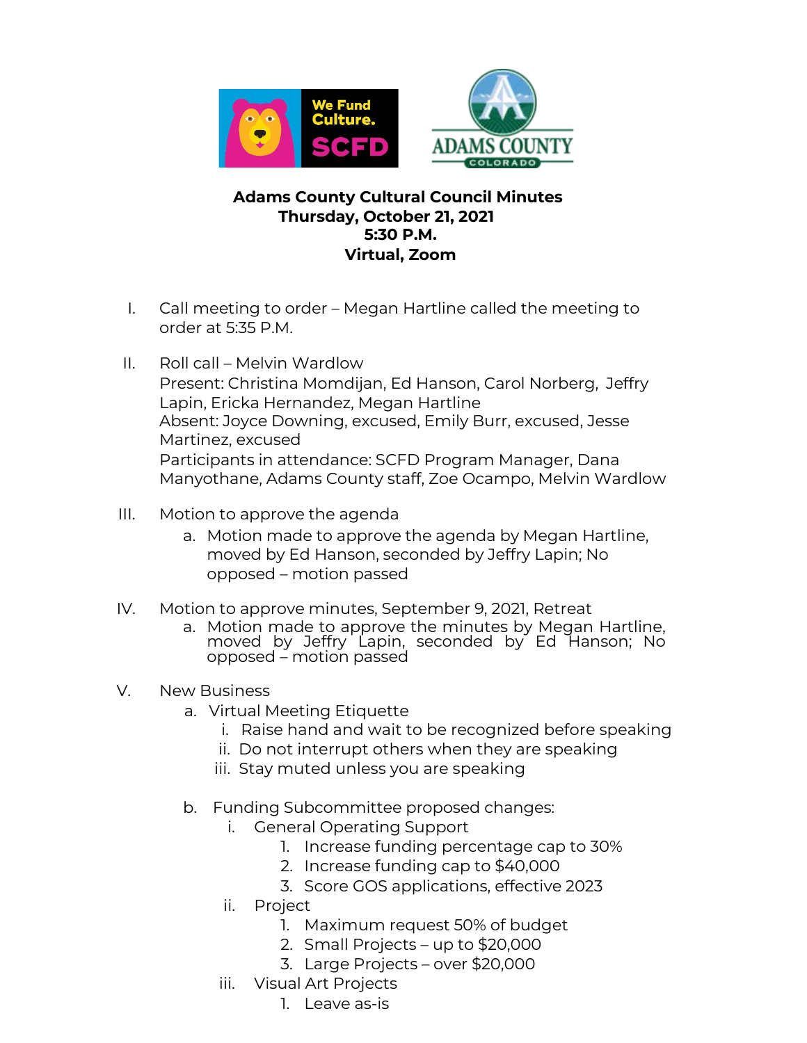# Adams County Cultural Council Minutes
## Thursday, October 21, 2021
## 5:30 P.M.
## Virtual, Zoom

I. Call meeting to order – Megan Hartline called the meeting to order at 5:35 P.M.

II. Roll call – Melvin Wardlow
Present: Christina Momdijan, Ed Hanson, Carol Norberg, Jeffry Lapin, Ericka Hernandez, Megan Hartline
Absent: Joyce Downing, excused, Emily Burr, excused, Jesse Martinez, excused
Participants in attendance: SCFD Program Manager, Dana Manyothane, Adams County staff, Zoe Ocampo, Melvin Wardlow

III. Motion to approve the agenda
  a. Motion made to approve the agenda by Megan Hartline, moved by Ed Hanson, seconded by Jeffry Lapin; No opposed – motion passed

IV. Motion to approve minutes, September 9, 2021, Retreat
  a. Motion made to approve the minutes by Megan Hartline, moved by Jeffry Lapin, seconded by Ed Hanson; No opposed – motion passed

V. New Business
  a. Virtual Meeting Etiquette
    i. Raise hand and wait to be recognized before speaking
    ii. Do not interrupt others when they are speaking
    iii. Stay muted unless you are speaking

  b. Funding Subcommittee proposed changes:
    i. General Operating Support
      1. Increase funding percentage cap to 30%
      2. Increase funding cap to $40,000
      3. Score GOS applications, effective 2023
    ii. Project
      1. Maximum request 50% of budget
      2. Small Projects – up to $20,000
      3. Large Projects – over $20,000
    iii. Visual Art Projects
      1. Leave as-is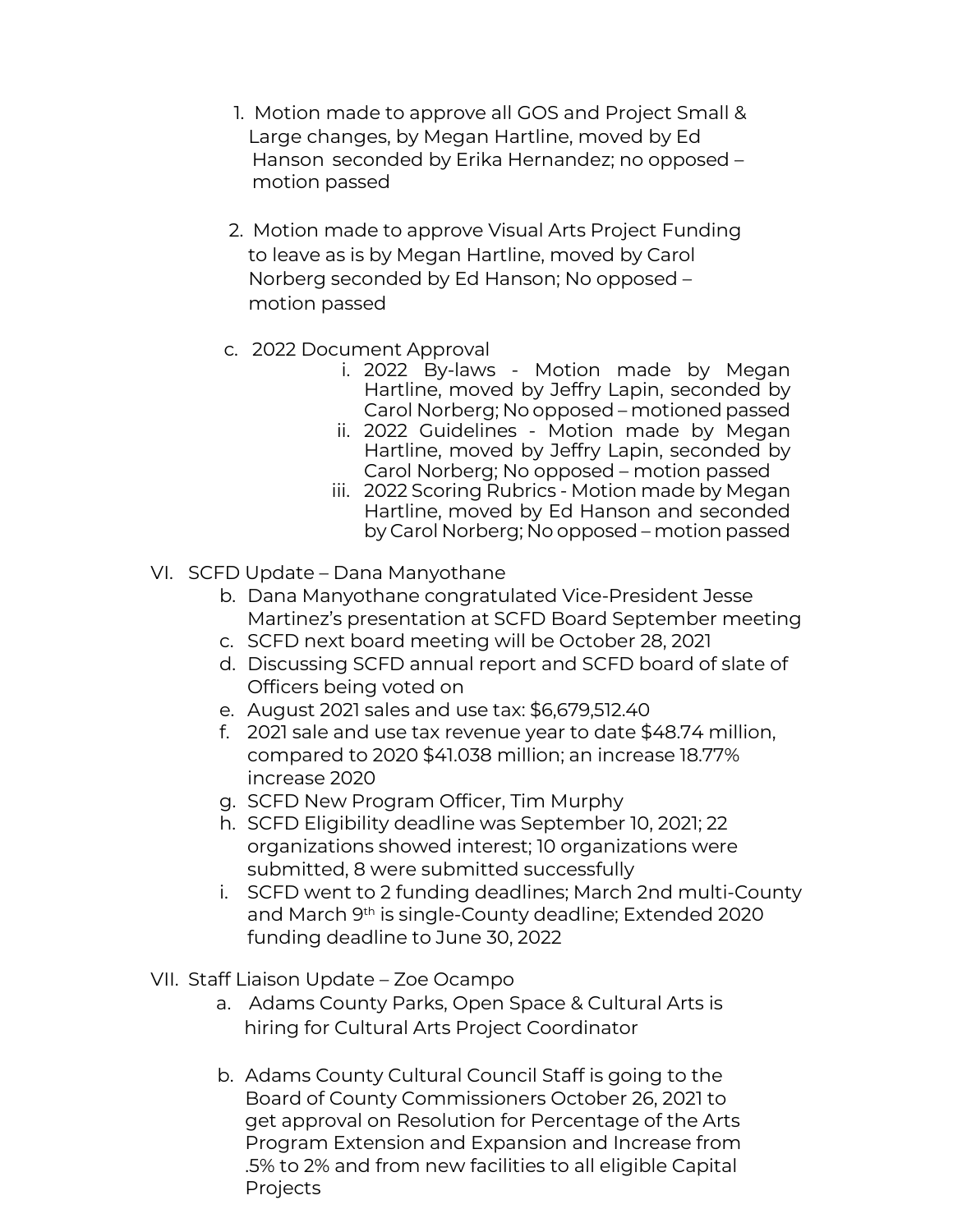1. Motion made to approve all GOS and Project Small & Large changes, by Megan Hartline, moved by Ed Hanson seconded by Erika Hernandez; no opposed – motion passed

2. Motion made to approve Visual Arts Project Funding to leave as is by Megan Hartline, moved by Carol Norberg seconded by Ed Hanson; No opposed – motion passed

c. 2022 Document Approval
   - i. 2022 By-laws - Motion made by Megan Hartline, moved by Jeffry Lapin, seconded by Carol Norberg; No opposed – motioned passed
   - ii. 2022 Guidelines - Motion made by Megan Hartline, moved by Jeffry Lapin, seconded by Carol Norberg; No opposed – motion passed
   - iii. 2022 Scoring Rubrics - Motion made by Megan Hartline, moved by Ed Hanson and seconded by Carol Norberg; No opposed – motion passed

VI. SCFD Update – Dana Manyothane
   - b. Dana Manyothane congratulated Vice-President Jesse Martinez's presentation at SCFD Board September meeting
   - c. SCFD next board meeting will be October 28, 2021
   - d. Discussing SCFD annual report and SCFD board of slate of Officers being voted on
   - e. August 2021 sales and use tax: $6,679,512.40
   - f. 2021 sale and use tax revenue year to date $48.74 million, compared to 2020 $41.038 million; an increase 18.77% increase 2020
   - g. SCFD New Program Officer, Tim Murphy
   - h. SCFD Eligibility deadline was September 10, 2021; 22 organizations showed interest; 10 organizations were submitted, 8 were submitted successfully
   - i. SCFD went to 2 funding deadlines; March 2nd multi-County and March 9th is single-County deadline; Extended 2020 funding deadline to June 30, 2022

VII. Staff Liaison Update – Zoe Ocampo
   - a. Adams County Parks, Open Space & Cultural Arts is hiring for Cultural Arts Project Coordinator

   - b. Adams County Cultural Council Staff is going to the Board of County Commissioners October 26, 2021 to get approval on Resolution for Percentage of the Arts Program Extension and Expansion and Increase from .5% to 2% and from new facilities to all eligible Capital Projects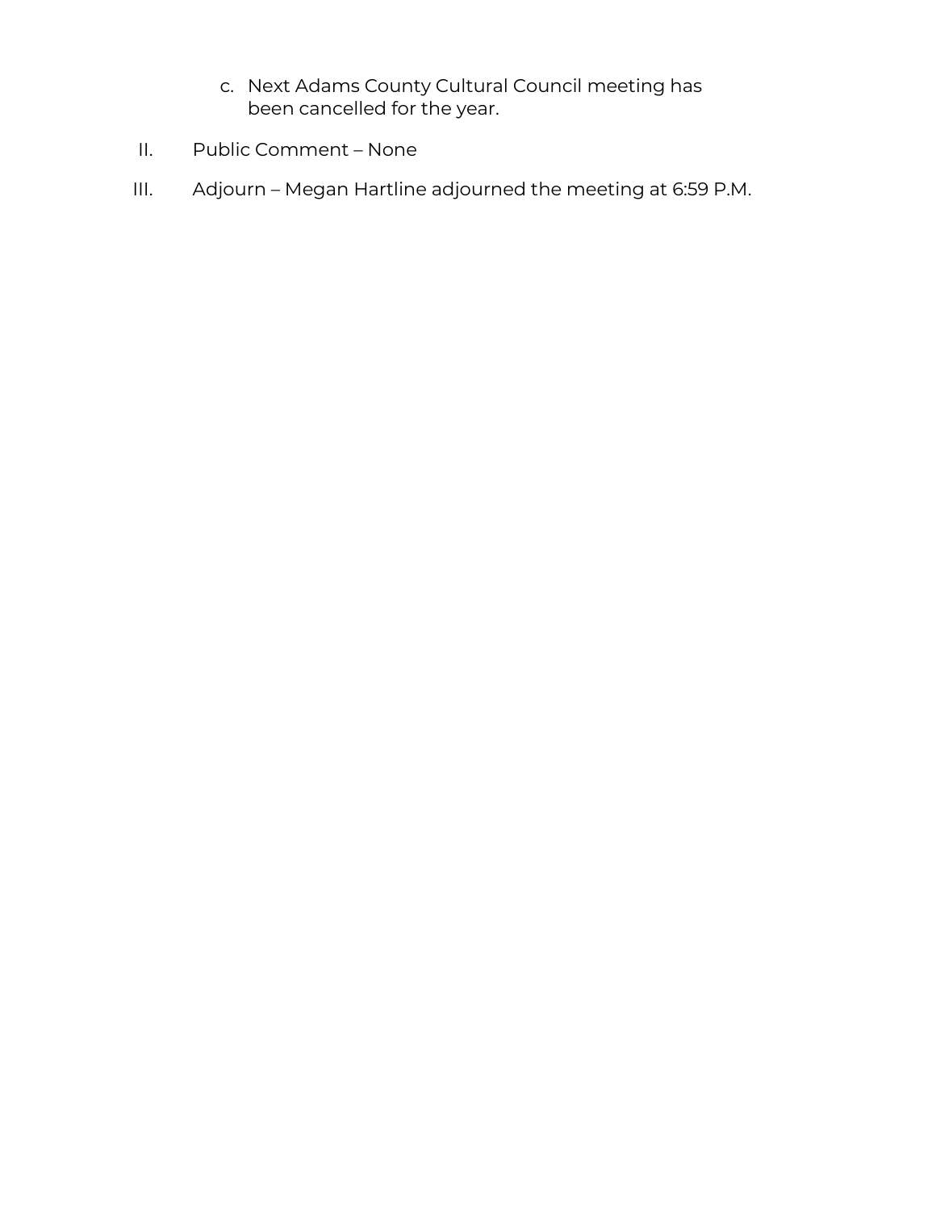c. Next Adams County Cultural Council meeting has been cancelled for the year.

II. Public Comment – None

III. Adjourn – Megan Hartline adjourned the meeting at 6:59 P.M.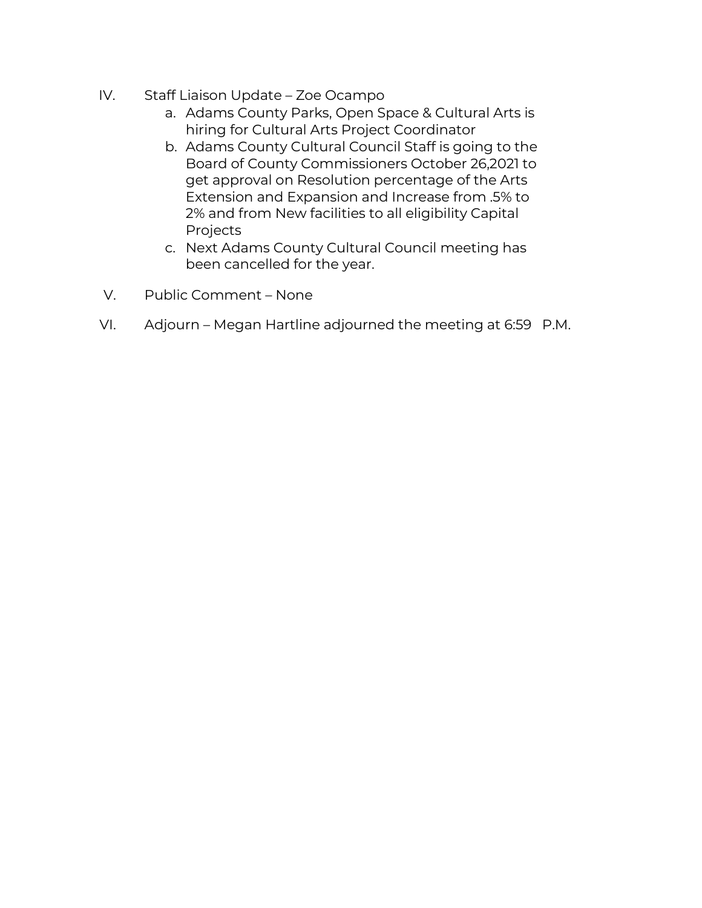IV. Staff Liaison Update – Zoe Ocampo
   a. Adams County Parks, Open Space & Cultural Arts is hiring for Cultural Arts Project Coordinator
   b. Adams County Cultural Council Staff is going to the Board of County Commissioners October 26,2021 to get approval on Resolution percentage of the Arts Extension and Expansion and Increase from .5% to 2% and from New facilities to all eligibility Capital Projects
   c. Next Adams County Cultural Council meeting has been cancelled for the year.

V. Public Comment – None

VI. Adjourn – Megan Hartline adjourned the meeting at 6:59 P.M.